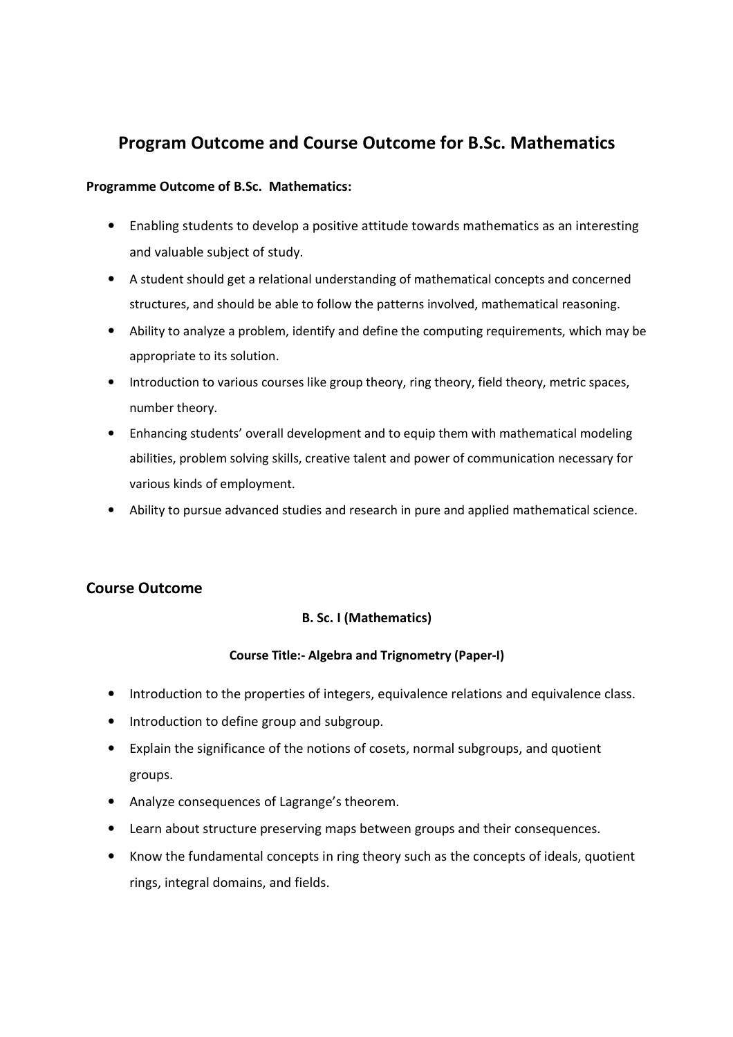# Program Outcome and Course Outcome for B.Sc. Mathematics

**Programme Outcome of B.Sc. Mathematics:**

- Enabling students to develop a positive attitude towards mathematics as an interesting and valuable subject of study.
- A student should get a relational understanding of mathematical concepts and concerned structures, and should be able to follow the patterns involved, mathematical reasoning.
- Ability to analyze a problem, identify and define the computing requirements, which may be appropriate to its solution.
- Introduction to various courses like group theory, ring theory, field theory, metric spaces, number theory.
- Enhancing students' overall development and to equip them with mathematical modeling abilities, problem solving skills, creative talent and power of communication necessary for various kinds of employment.
- Ability to pursue advanced studies and research in pure and applied mathematical science.

## Course Outcome

**B. Sc. I (Mathematics)**

**Course Title:- Algebra and Trignometry (Paper-I)**

- Introduction to the properties of integers, equivalence relations and equivalence class.
- Introduction to define group and subgroup.
- Explain the significance of the notions of cosets, normal subgroups, and quotient groups.
- Analyze consequences of Lagrange's theorem.
- Learn about structure preserving maps between groups and their consequences.
- Know the fundamental concepts in ring theory such as the concepts of ideals, quotient rings, integral domains, and fields.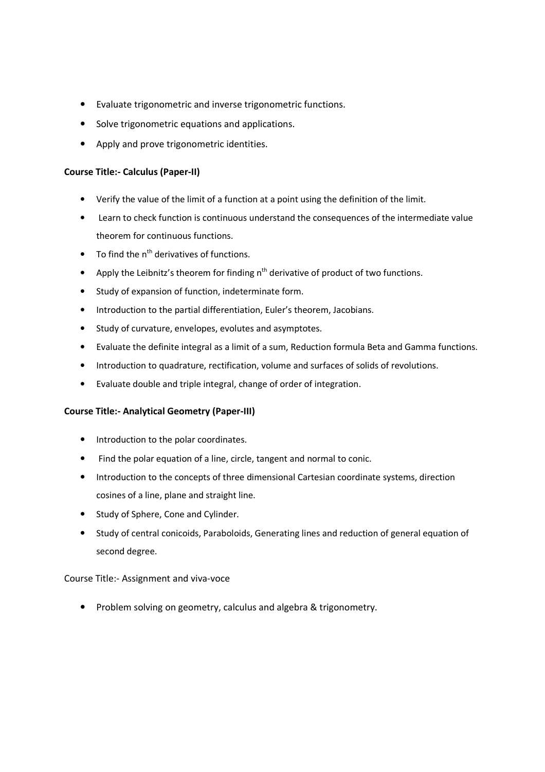- Evaluate trigonometric and inverse trigonometric functions.
- Solve trigonometric equations and applications.
- Apply and prove trigonometric identities.

**Course Title:- Calculus (Paper-II)**

- Verify the value of the limit of a function at a point using the definition of the limit.
- Learn to check function is continuous understand the consequences of the intermediate value theorem for continuous functions.
- To find the $n^{th}$ derivatives of functions.
- Apply the Leibnitz's theorem for finding $n^{th}$ derivative of product of two functions.
- Study of expansion of function, indeterminate form.
- Introduction to the partial differentiation, Euler's theorem, Jacobians.
- Study of curvature, envelopes, evolutes and asymptotes.
- Evaluate the definite integral as a limit of a sum, Reduction formula Beta and Gamma functions.
- Introduction to quadrature, rectification, volume and surfaces of solids of revolutions.
- Evaluate double and triple integral, change of order of integration.

**Course Title:- Analytical Geometry (Paper-III)**

- Introduction to the polar coordinates.
- Find the polar equation of a line, circle, tangent and normal to conic.
- Introduction to the concepts of three dimensional Cartesian coordinate systems, direction cosines of a line, plane and straight line.
- Study of Sphere, Cone and Cylinder.
- Study of central conicoids, Paraboloids, Generating lines and reduction of general equation of second degree.

Course Title:- Assignment and viva-voce

- Problem solving on geometry, calculus and algebra & trigonometry.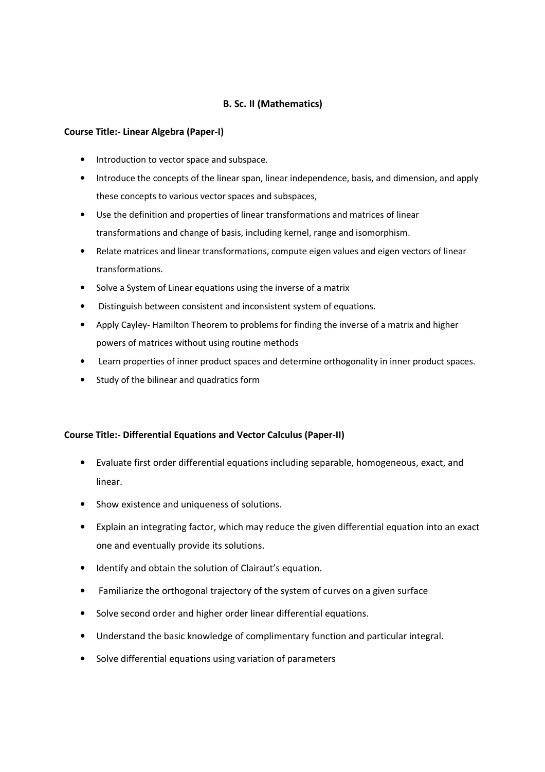## B. Sc. II (Mathematics)

**Course Title:- Linear Algebra (Paper-I)**

- Introduction to vector space and subspace.
- Introduce the concepts of the linear span, linear independence, basis, and dimension, and apply these concepts to various vector spaces and subspaces,
- Use the definition and properties of linear transformations and matrices of linear transformations and change of basis, including kernel, range and isomorphism.
- Relate matrices and linear transformations, compute eigen values and eigen vectors of linear transformations.
- Solve a System of Linear equations using the inverse of a matrix
- Distinguish between consistent and inconsistent system of equations.
- Apply Cayley- Hamilton Theorem to problems for finding the inverse of a matrix and higher powers of matrices without using routine methods
- Learn properties of inner product spaces and determine orthogonality in inner product spaces.
- Study of the bilinear and quadratics form

**Course Title:- Differential Equations and Vector Calculus (Paper-II)**

- Evaluate first order differential equations including separable, homogeneous, exact, and linear.
- Show existence and uniqueness of solutions.
- Explain an integrating factor, which may reduce the given differential equation into an exact one and eventually provide its solutions.
- Identify and obtain the solution of Clairaut's equation.
- Familiarize the orthogonal trajectory of the system of curves on a given surface
- Solve second order and higher order linear differential equations.
- Understand the basic knowledge of complimentary function and particular integral.
- Solve differential equations using variation of parameters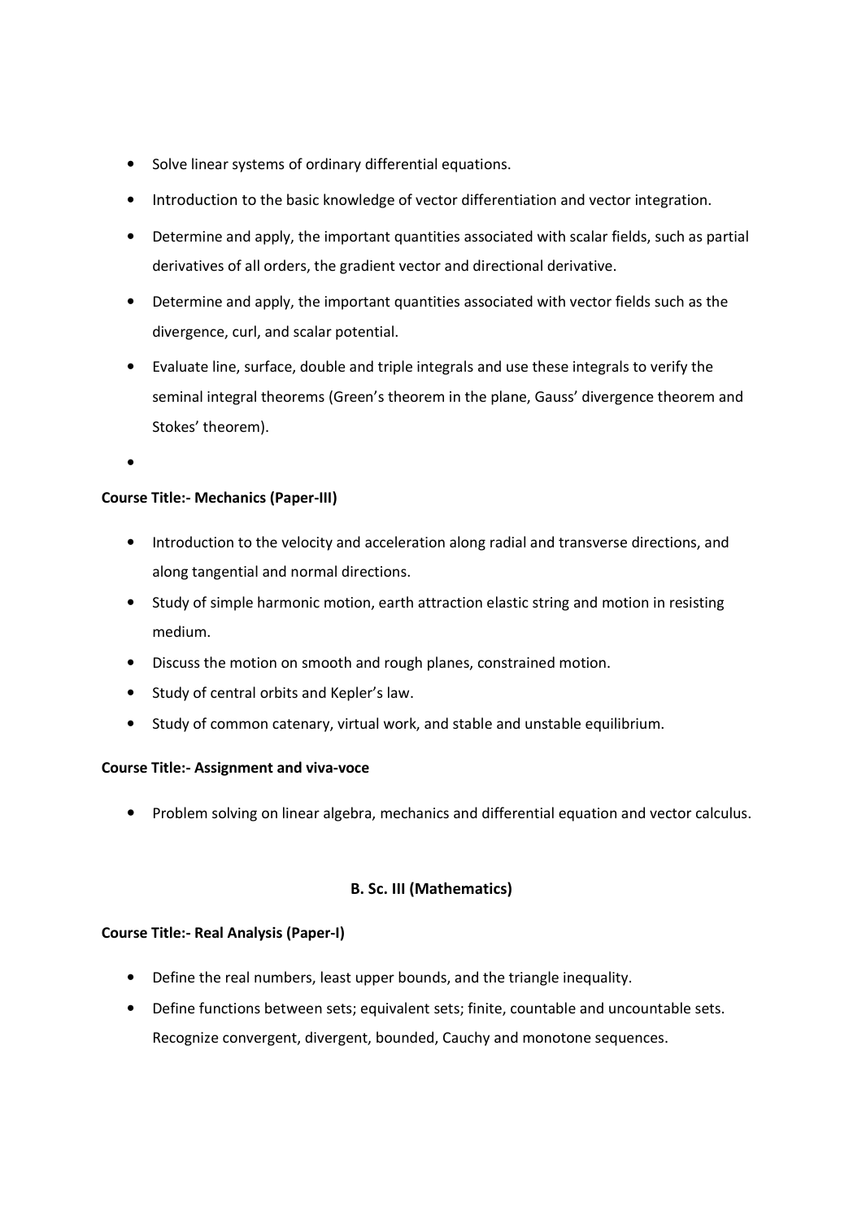- Solve linear systems of ordinary differential equations.
- Introduction to the basic knowledge of vector differentiation and vector integration.
- Determine and apply, the important quantities associated with scalar fields, such as partial derivatives of all orders, the gradient vector and directional derivative.
- Determine and apply, the important quantities associated with vector fields such as the divergence, curl, and scalar potential.
- Evaluate line, surface, double and triple integrals and use these integrals to verify the seminal integral theorems (Green's theorem in the plane, Gauss' divergence theorem and Stokes' theorem).
- 

**Course Title:- Mechanics (Paper-III)**

- Introduction to the velocity and acceleration along radial and transverse directions, and along tangential and normal directions.
- Study of simple harmonic motion, earth attraction elastic string and motion in resisting medium.
- Discuss the motion on smooth and rough planes, constrained motion.
- Study of central orbits and Kepler's law.
- Study of common catenary, virtual work, and stable and unstable equilibrium.

**Course Title:- Assignment and viva-voce**

- Problem solving on linear algebra, mechanics and differential equation and vector calculus.

**B. Sc. III (Mathematics)**

**Course Title:- Real Analysis (Paper-I)**

- Define the real numbers, least upper bounds, and the triangle inequality.
- Define functions between sets; equivalent sets; finite, countable and uncountable sets. Recognize convergent, divergent, bounded, Cauchy and monotone sequences.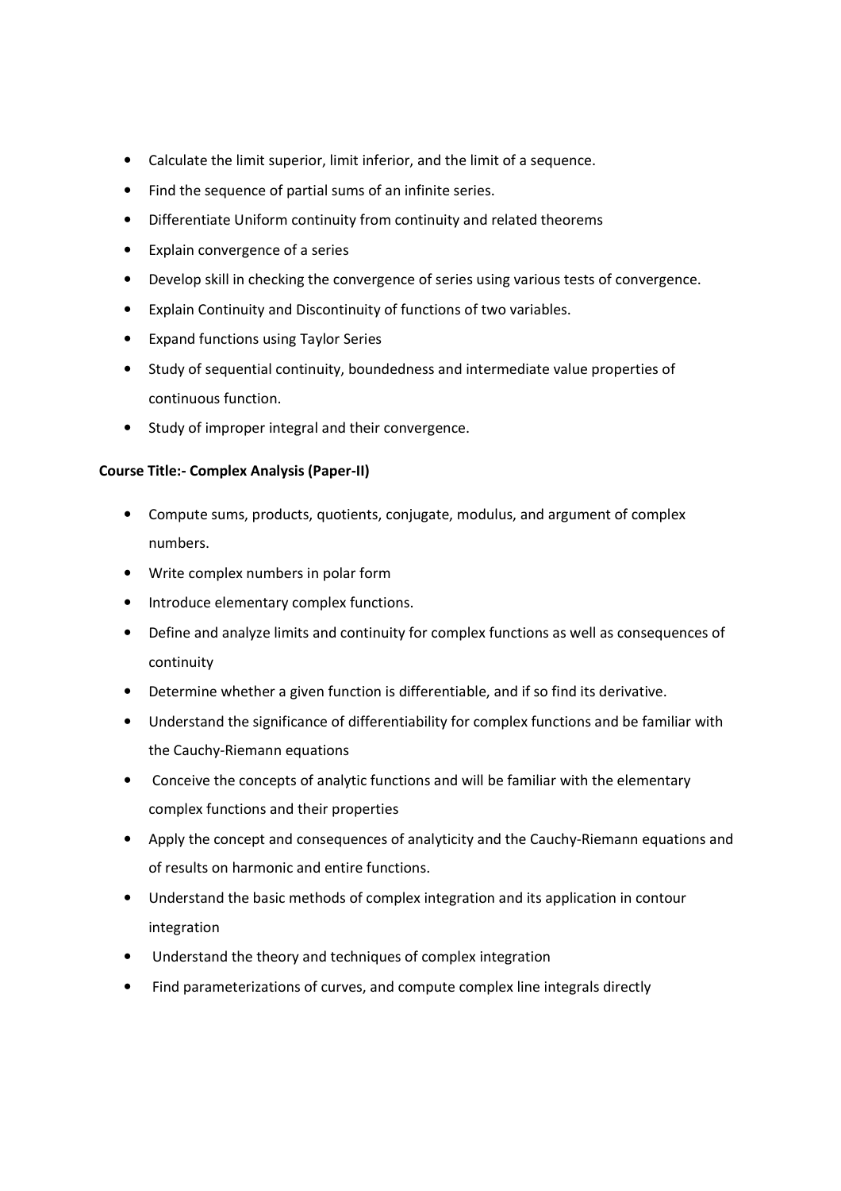- Calculate the limit superior, limit inferior, and the limit of a sequence.
- Find the sequence of partial sums of an infinite series.
- Differentiate Uniform continuity from continuity and related theorems
- Explain convergence of a series
- Develop skill in checking the convergence of series using various tests of convergence.
- Explain Continuity and Discontinuity of functions of two variables.
- Expand functions using Taylor Series
- Study of sequential continuity, boundedness and intermediate value properties of continuous function.
- Study of improper integral and their convergence.

**Course Title:- Complex Analysis (Paper-II)**

- Compute sums, products, quotients, conjugate, modulus, and argument of complex numbers.
- Write complex numbers in polar form
- Introduce elementary complex functions.
- Define and analyze limits and continuity for complex functions as well as consequences of continuity
- Determine whether a given function is differentiable, and if so find its derivative.
- Understand the significance of differentiability for complex functions and be familiar with the Cauchy-Riemann equations
- Conceive the concepts of analytic functions and will be familiar with the elementary complex functions and their properties
- Apply the concept and consequences of analyticity and the Cauchy-Riemann equations and of results on harmonic and entire functions.
- Understand the basic methods of complex integration and its application in contour integration
- Understand the theory and techniques of complex integration
- Find parameterizations of curves, and compute complex line integrals directly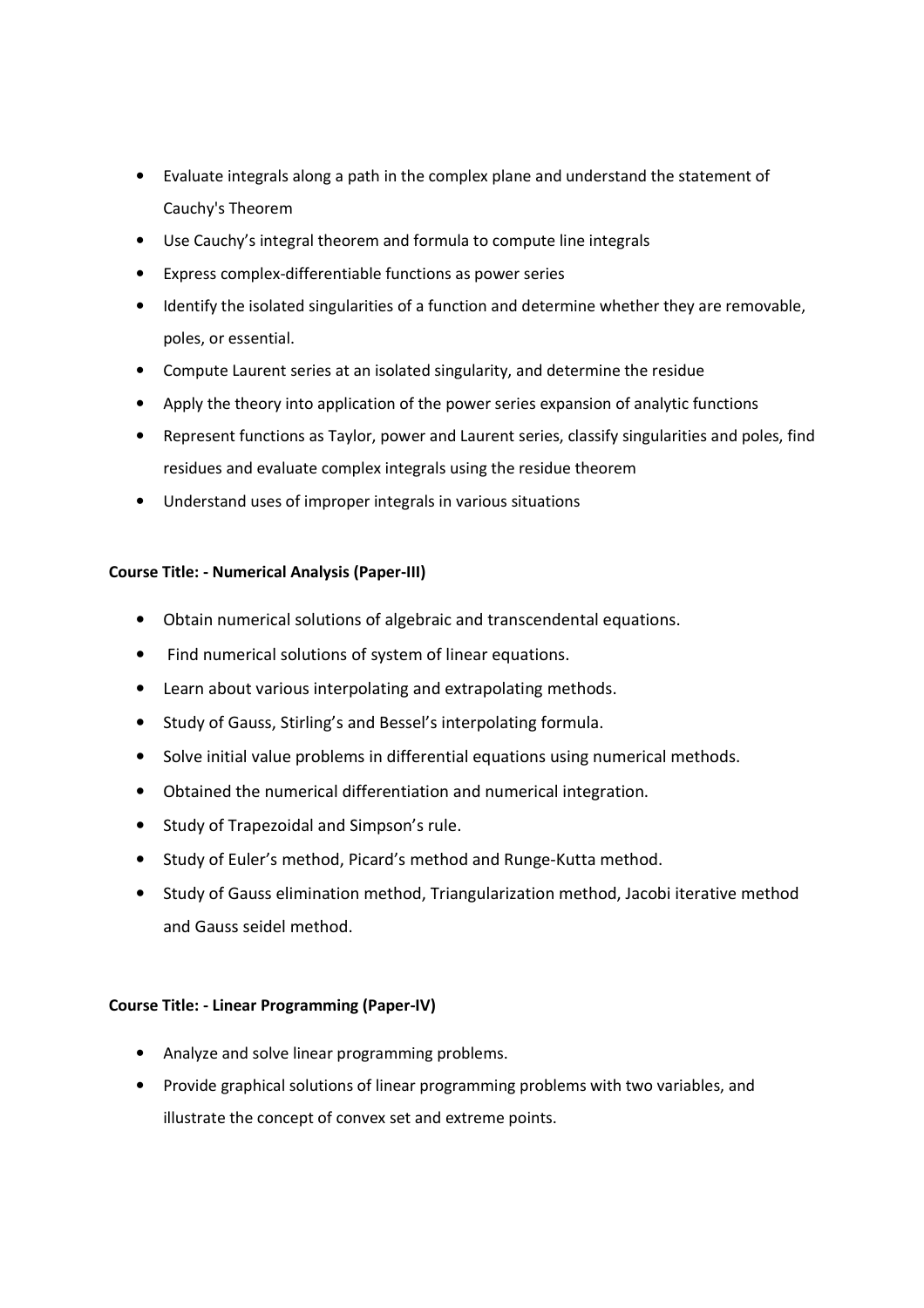- Evaluate integrals along a path in the complex plane and understand the statement of Cauchy's Theorem
- Use Cauchy's integral theorem and formula to compute line integrals
- Express complex-differentiable functions as power series
- Identify the isolated singularities of a function and determine whether they are removable, poles, or essential.
- Compute Laurent series at an isolated singularity, and determine the residue
- Apply the theory into application of the power series expansion of analytic functions
- Represent functions as Taylor, power and Laurent series, classify singularities and poles, find residues and evaluate complex integrals using the residue theorem
- Understand uses of improper integrals in various situations

**Course Title: - Numerical Analysis (Paper-III)**

- Obtain numerical solutions of algebraic and transcendental equations.
- Find numerical solutions of system of linear equations.
- Learn about various interpolating and extrapolating methods.
- Study of Gauss, Stirling's and Bessel's interpolating formula.
- Solve initial value problems in differential equations using numerical methods.
- Obtained the numerical differentiation and numerical integration.
- Study of Trapezoidal and Simpson's rule.
- Study of Euler's method, Picard's method and Runge-Kutta method.
- Study of Gauss elimination method, Triangularization method, Jacobi iterative method and Gauss seidel method.

**Course Title: - Linear Programming (Paper-IV)**

- Analyze and solve linear programming problems.
- Provide graphical solutions of linear programming problems with two variables, and illustrate the concept of convex set and extreme points.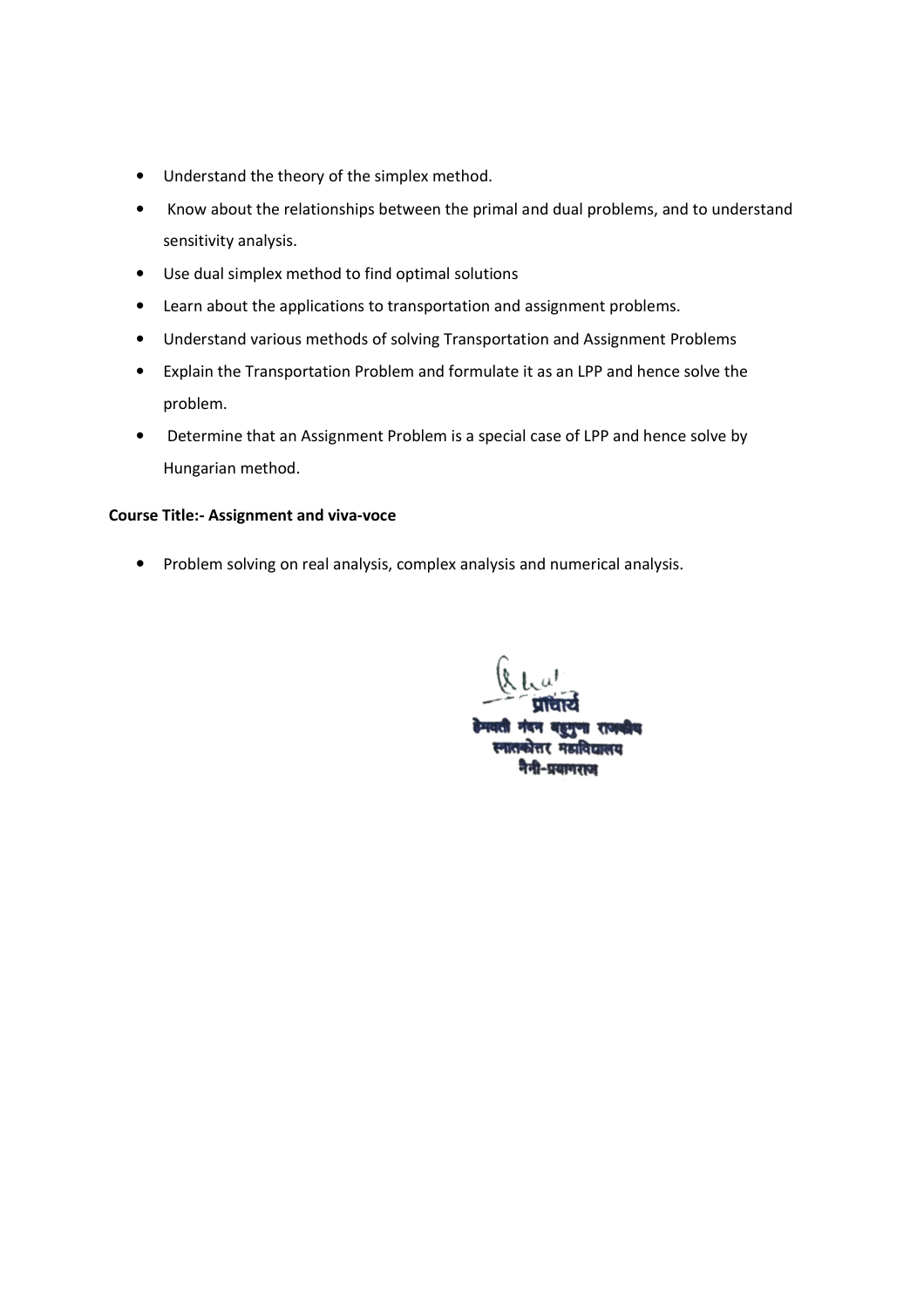- Understand the theory of the simplex method.
- Know about the relationships between the primal and dual problems, and to understand sensitivity analysis.
- Use dual simplex method to find optimal solutions
- Learn about the applications to transportation and assignment problems.
- Understand various methods of solving Transportation and Assignment Problems
- Explain the Transportation Problem and formulate it as an LPP and hence solve the problem.
- Determine that an Assignment Problem is a special case of LPP and hence solve by Hungarian method.

**Course Title:- Assignment and viva-voce**

- Problem solving on real analysis, complex analysis and numerical analysis.

प्राचार्य
हेमवती नंदन बहुगुणा राजकीय
स्नातकोत्तर महाविद्यालय
नैनी-प्रयागराज